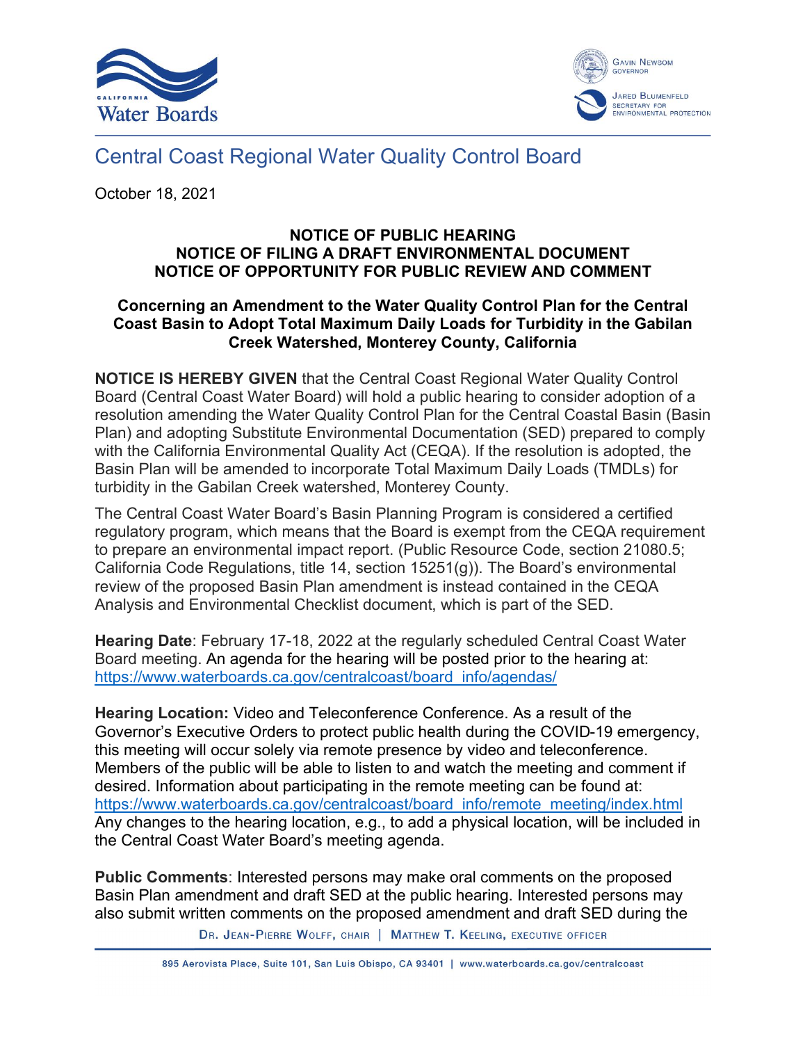# Central Coast Regional Water Quality Control Board

October 18, 2021

**NOTICE OF PUBLIC HEARING**
**NOTICE OF FILING A DRAFT ENVIRONMENTAL DOCUMENT**
**NOTICE OF OPPORTUNITY FOR PUBLIC REVIEW AND COMMENT**

**Concerning an Amendment to the Water Quality Control Plan for the Central Coast Basin to Adopt Total Maximum Daily Loads for Turbidity in the Gabilan Creek Watershed, Monterey County, California**

**NOTICE IS HEREBY GIVEN** that the Central Coast Regional Water Quality Control Board (Central Coast Water Board) will hold a public hearing to consider adoption of a resolution amending the Water Quality Control Plan for the Central Coastal Basin (Basin Plan) and adopting Substitute Environmental Documentation (SED) prepared to comply with the California Environmental Quality Act (CEQA). If the resolution is adopted, the Basin Plan will be amended to incorporate Total Maximum Daily Loads (TMDLs) for turbidity in the Gabilan Creek watershed, Monterey County.

The Central Coast Water Board's Basin Planning Program is considered a certified regulatory program, which means that the Board is exempt from the CEQA requirement to prepare an environmental impact report. (Public Resource Code, section 21080.5; California Code Regulations, title 14, section 15251(g)). The Board's environmental review of the proposed Basin Plan amendment is instead contained in the CEQA Analysis and Environmental Checklist document, which is part of the SED.

**Hearing Date**: February 17-18, 2022 at the regularly scheduled Central Coast Water Board meeting. An agenda for the hearing will be posted prior to the hearing at: https://www.waterboards.ca.gov/centralcoast/board_info/agendas/

**Hearing Location:** Video and Teleconference Conference. As a result of the Governor's Executive Orders to protect public health during the COVID-19 emergency, this meeting will occur solely via remote presence by video and teleconference. Members of the public will be able to listen to and watch the meeting and comment if desired. Information about participating in the remote meeting can be found at: https://www.waterboards.ca.gov/centralcoast/board_info/remote_meeting/index.html
Any changes to the hearing location, e.g., to add a physical location, will be included in the Central Coast Water Board's meeting agenda.

**Public Comments**: Interested persons may make oral comments on the proposed Basin Plan amendment and draft SED at the public hearing. Interested persons may also submit written comments on the proposed amendment and draft SED during the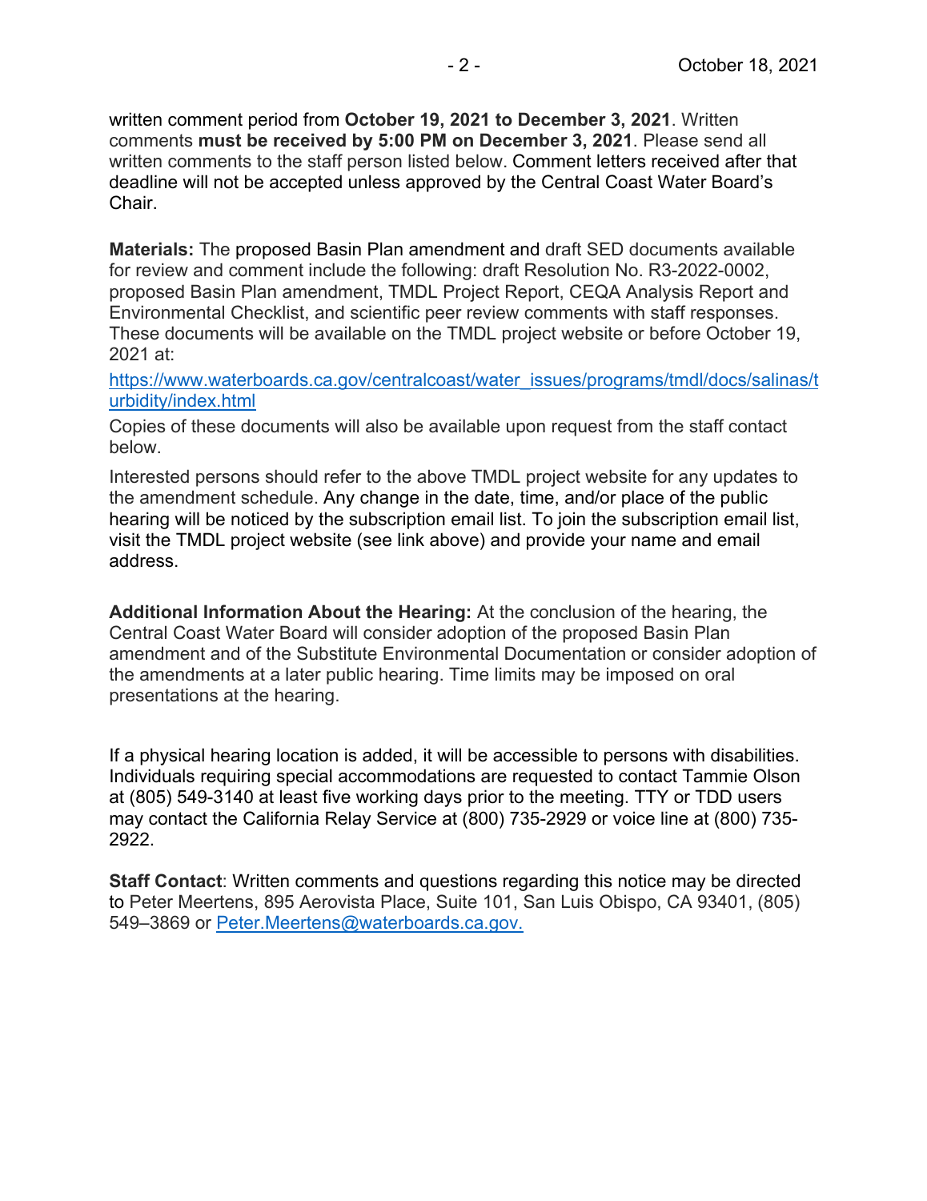written comment period from **October 19, 2021 to December 3, 2021**. Written comments **must be received by 5:00 PM on December 3, 2021**. Please send all written comments to the staff person listed below. Comment letters received after that deadline will not be accepted unless approved by the Central Coast Water Board's Chair.

**Materials:** The proposed Basin Plan amendment and draft SED documents available for review and comment include the following: draft Resolution No. R3-2022-0002, proposed Basin Plan amendment, TMDL Project Report, CEQA Analysis Report and Environmental Checklist, and scientific peer review comments with staff responses. These documents will be available on the TMDL project website or before October 19, 2021 at:

https://www.waterboards.ca.gov/centralcoast/water_issues/programs/tmdl/docs/salinas/turbidity/index.html

Copies of these documents will also be available upon request from the staff contact below.

Interested persons should refer to the above TMDL project website for any updates to the amendment schedule. Any change in the date, time, and/or place of the public hearing will be noticed by the subscription email list. To join the subscription email list, visit the TMDL project website (see link above) and provide your name and email address.

**Additional Information About the Hearing:** At the conclusion of the hearing, the Central Coast Water Board will consider adoption of the proposed Basin Plan amendment and of the Substitute Environmental Documentation or consider adoption of the amendments at a later public hearing. Time limits may be imposed on oral presentations at the hearing.

If a physical hearing location is added, it will be accessible to persons with disabilities. Individuals requiring special accommodations are requested to contact Tammie Olson at (805) 549-3140 at least five working days prior to the meeting. TTY or TDD users may contact the California Relay Service at (800) 735-2929 or voice line at (800) 735-2922.

**Staff Contact**: Written comments and questions regarding this notice may be directed to Peter Meertens, 895 Aerovista Place, Suite 101, San Luis Obispo, CA 93401, (805) 549–3869 or Peter.Meertens@waterboards.ca.gov.